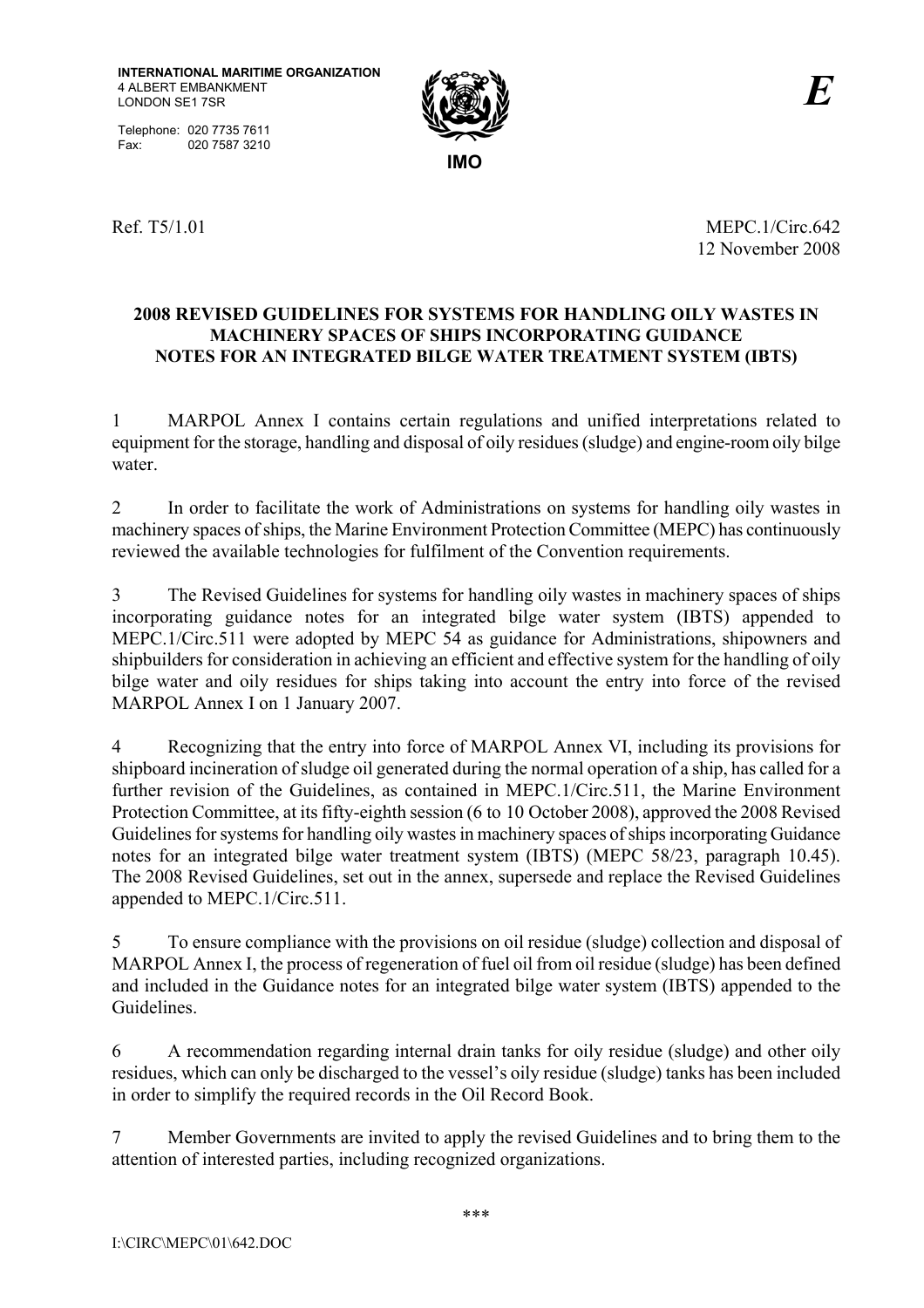INTERNATIONAL MARITIME ORGANIZATION
4 ALBERT EMBANKMENT
LONDON SE1 7SR

Telephone: 020 7735 7611
Fax: 020 7587 3210

IMO

*E*

Ref. T5/1.01

MEPC.1/Circ.642
12 November 2008

# 2008 REVISED GUIDELINES FOR SYSTEMS FOR HANDLING OILY WASTES IN MACHINERY SPACES OF SHIPS INCORPORATING GUIDANCE NOTES FOR AN INTEGRATED BILGE WATER TREATMENT SYSTEM (IBTS)

1 MARPOL Annex I contains certain regulations and unified interpretations related to equipment for the storage, handling and disposal of oily residues (sludge) and engine-room oily bilge water.

2 In order to facilitate the work of Administrations on systems for handling oily wastes in machinery spaces of ships, the Marine Environment Protection Committee (MEPC) has continuously reviewed the available technologies for fulfilment of the Convention requirements.

3 The Revised Guidelines for systems for handling oily wastes in machinery spaces of ships incorporating guidance notes for an integrated bilge water system (IBTS) appended to MEPC.1/Circ.511 were adopted by MEPC 54 as guidance for Administrations, shipowners and shipbuilders for consideration in achieving an efficient and effective system for the handling of oily bilge water and oily residues for ships taking into account the entry into force of the revised MARPOL Annex I on 1 January 2007.

4 Recognizing that the entry into force of MARPOL Annex VI, including its provisions for shipboard incineration of sludge oil generated during the normal operation of a ship, has called for a further revision of the Guidelines, as contained in MEPC.1/Circ.511, the Marine Environment Protection Committee, at its fifty-eighth session (6 to 10 October 2008), approved the 2008 Revised Guidelines for systems for handling oily wastes in machinery spaces of ships incorporating Guidance notes for an integrated bilge water treatment system (IBTS) (MEPC 58/23, paragraph 10.45). The 2008 Revised Guidelines, set out in the annex, supersede and replace the Revised Guidelines appended to MEPC.1/Circ.511.

5 To ensure compliance with the provisions on oil residue (sludge) collection and disposal of MARPOL Annex I, the process of regeneration of fuel oil from oil residue (sludge) has been defined and included in the Guidance notes for an integrated bilge water system (IBTS) appended to the Guidelines.

6 A recommendation regarding internal drain tanks for oily residue (sludge) and other oily residues, which can only be discharged to the vessel's oily residue (sludge) tanks has been included in order to simplify the required records in the Oil Record Book.

7 Member Governments are invited to apply the revised Guidelines and to bring them to the attention of interested parties, including recognized organizations.

***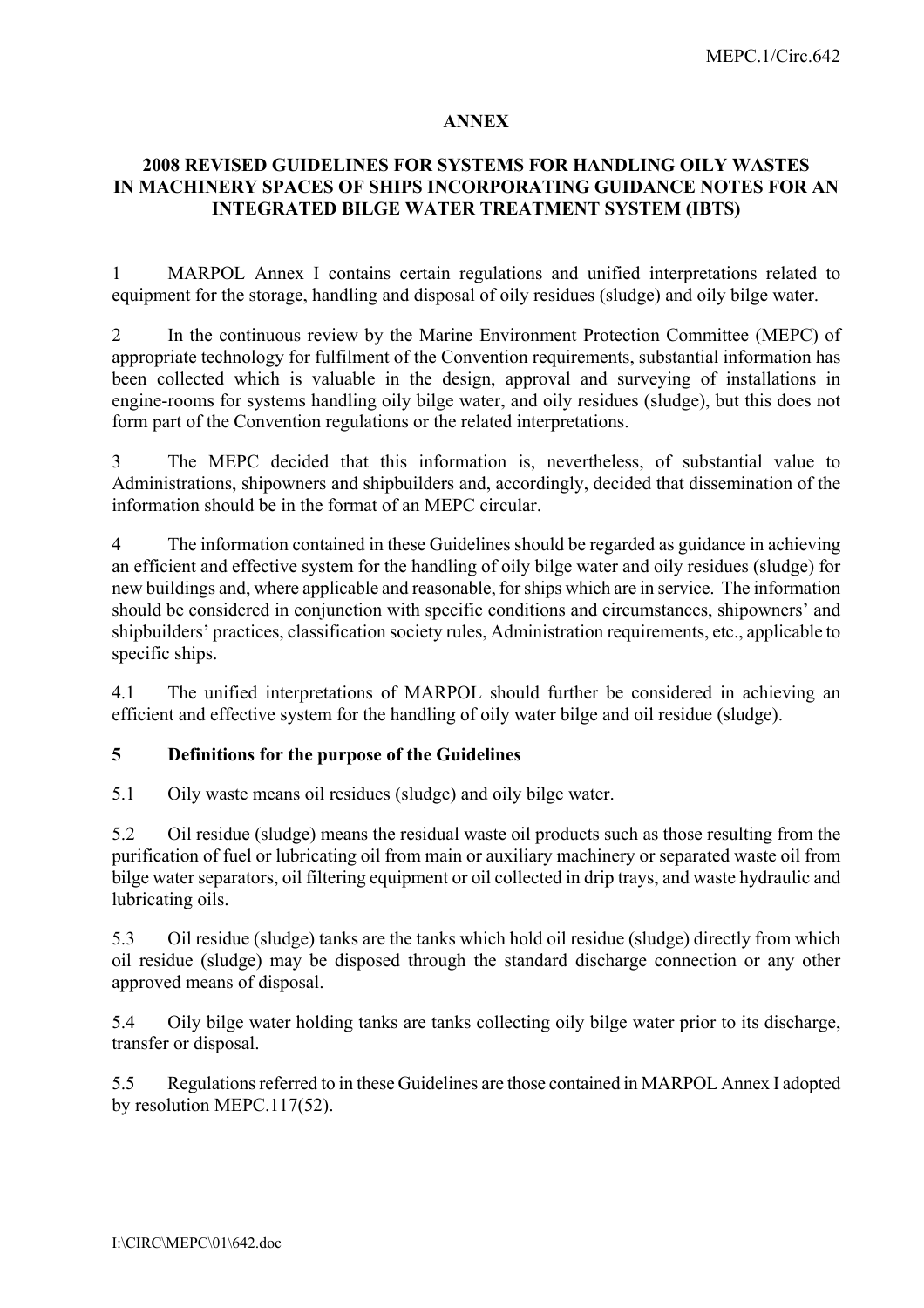## ANNEX

## 2008 REVISED GUIDELINES FOR SYSTEMS FOR HANDLING OILY WASTES IN MACHINERY SPACES OF SHIPS INCORPORATING GUIDANCE NOTES FOR AN INTEGRATED BILGE WATER TREATMENT SYSTEM (IBTS)

1 MARPOL Annex I contains certain regulations and unified interpretations related to equipment for the storage, handling and disposal of oily residues (sludge) and oily bilge water.

2 In the continuous review by the Marine Environment Protection Committee (MEPC) of appropriate technology for fulfilment of the Convention requirements, substantial information has been collected which is valuable in the design, approval and surveying of installations in engine-rooms for systems handling oily bilge water, and oily residues (sludge), but this does not form part of the Convention regulations or the related interpretations.

3 The MEPC decided that this information is, nevertheless, of substantial value to Administrations, shipowners and shipbuilders and, accordingly, decided that dissemination of the information should be in the format of an MEPC circular.

4 The information contained in these Guidelines should be regarded as guidance in achieving an efficient and effective system for the handling of oily bilge water and oily residues (sludge) for new buildings and, where applicable and reasonable, for ships which are in service. The information should be considered in conjunction with specific conditions and circumstances, shipowners' and shipbuilders' practices, classification society rules, Administration requirements, etc., applicable to specific ships.

4.1 The unified interpretations of MARPOL should further be considered in achieving an efficient and effective system for the handling of oily water bilge and oil residue (sludge).

### 5 Definitions for the purpose of the Guidelines

5.1 Oily waste means oil residues (sludge) and oily bilge water.

5.2 Oil residue (sludge) means the residual waste oil products such as those resulting from the purification of fuel or lubricating oil from main or auxiliary machinery or separated waste oil from bilge water separators, oil filtering equipment or oil collected in drip trays, and waste hydraulic and lubricating oils.

5.3 Oil residue (sludge) tanks are the tanks which hold oil residue (sludge) directly from which oil residue (sludge) may be disposed through the standard discharge connection or any other approved means of disposal.

5.4 Oily bilge water holding tanks are tanks collecting oily bilge water prior to its discharge, transfer or disposal.

5.5 Regulations referred to in these Guidelines are those contained in MARPOL Annex I adopted by resolution MEPC.117(52).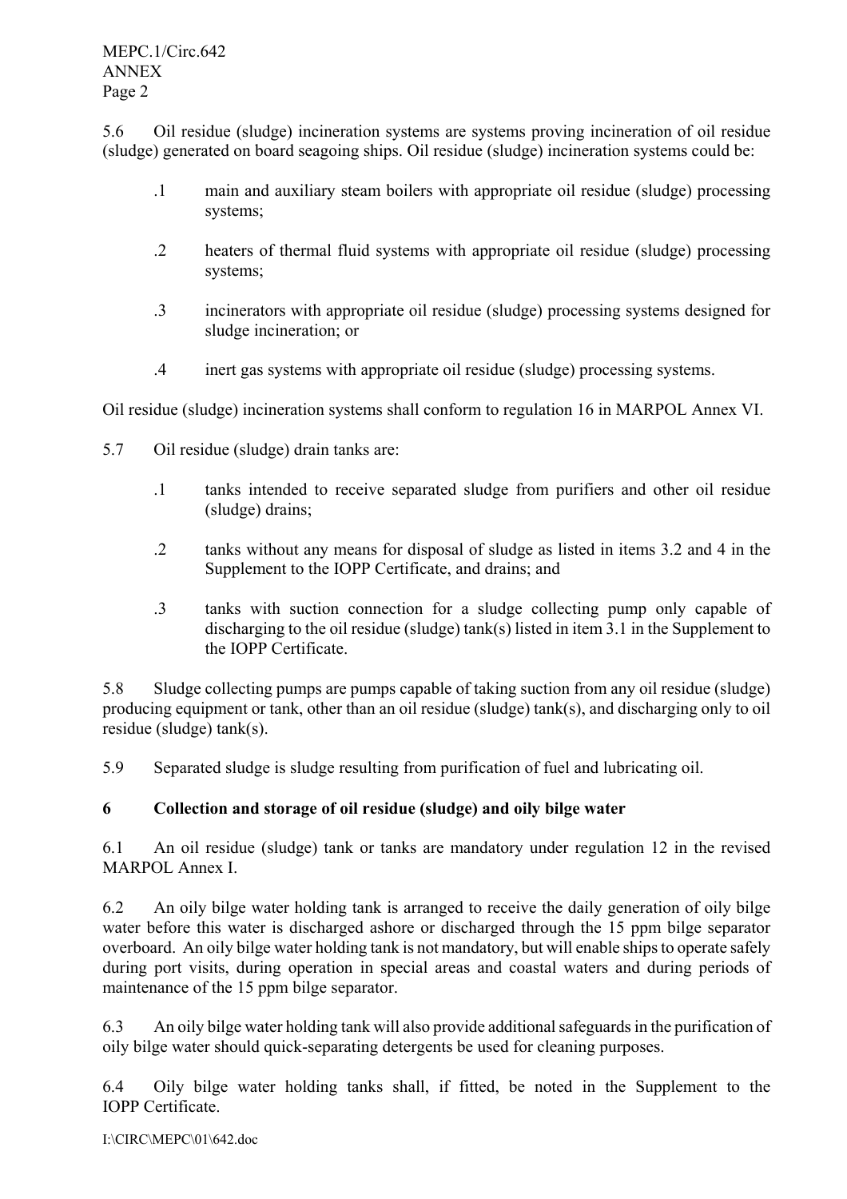5.6 Oil residue (sludge) incineration systems are systems proving incineration of oil residue (sludge) generated on board seagoing ships. Oil residue (sludge) incineration systems could be:

.1 main and auxiliary steam boilers with appropriate oil residue (sludge) processing systems;

.2 heaters of thermal fluid systems with appropriate oil residue (sludge) processing systems;

.3 incinerators with appropriate oil residue (sludge) processing systems designed for sludge incineration; or

.4 inert gas systems with appropriate oil residue (sludge) processing systems.

Oil residue (sludge) incineration systems shall conform to regulation 16 in MARPOL Annex VI.

5.7 Oil residue (sludge) drain tanks are:

.1 tanks intended to receive separated sludge from purifiers and other oil residue (sludge) drains;

.2 tanks without any means for disposal of sludge as listed in items 3.2 and 4 in the Supplement to the IOPP Certificate, and drains; and

.3 tanks with suction connection for a sludge collecting pump only capable of discharging to the oil residue (sludge) tank(s) listed in item 3.1 in the Supplement to the IOPP Certificate.

5.8 Sludge collecting pumps are pumps capable of taking suction from any oil residue (sludge) producing equipment or tank, other than an oil residue (sludge) tank(s), and discharging only to oil residue (sludge) tank(s).

5.9 Separated sludge is sludge resulting from purification of fuel and lubricating oil.

## 6 Collection and storage of oil residue (sludge) and oily bilge water

6.1 An oil residue (sludge) tank or tanks are mandatory under regulation 12 in the revised MARPOL Annex I.

6.2 An oily bilge water holding tank is arranged to receive the daily generation of oily bilge water before this water is discharged ashore or discharged through the 15 ppm bilge separator overboard. An oily bilge water holding tank is not mandatory, but will enable ships to operate safely during port visits, during operation in special areas and coastal waters and during periods of maintenance of the 15 ppm bilge separator.

6.3 An oily bilge water holding tank will also provide additional safeguards in the purification of oily bilge water should quick-separating detergents be used for cleaning purposes.

6.4 Oily bilge water holding tanks shall, if fitted, be noted in the Supplement to the IOPP Certificate.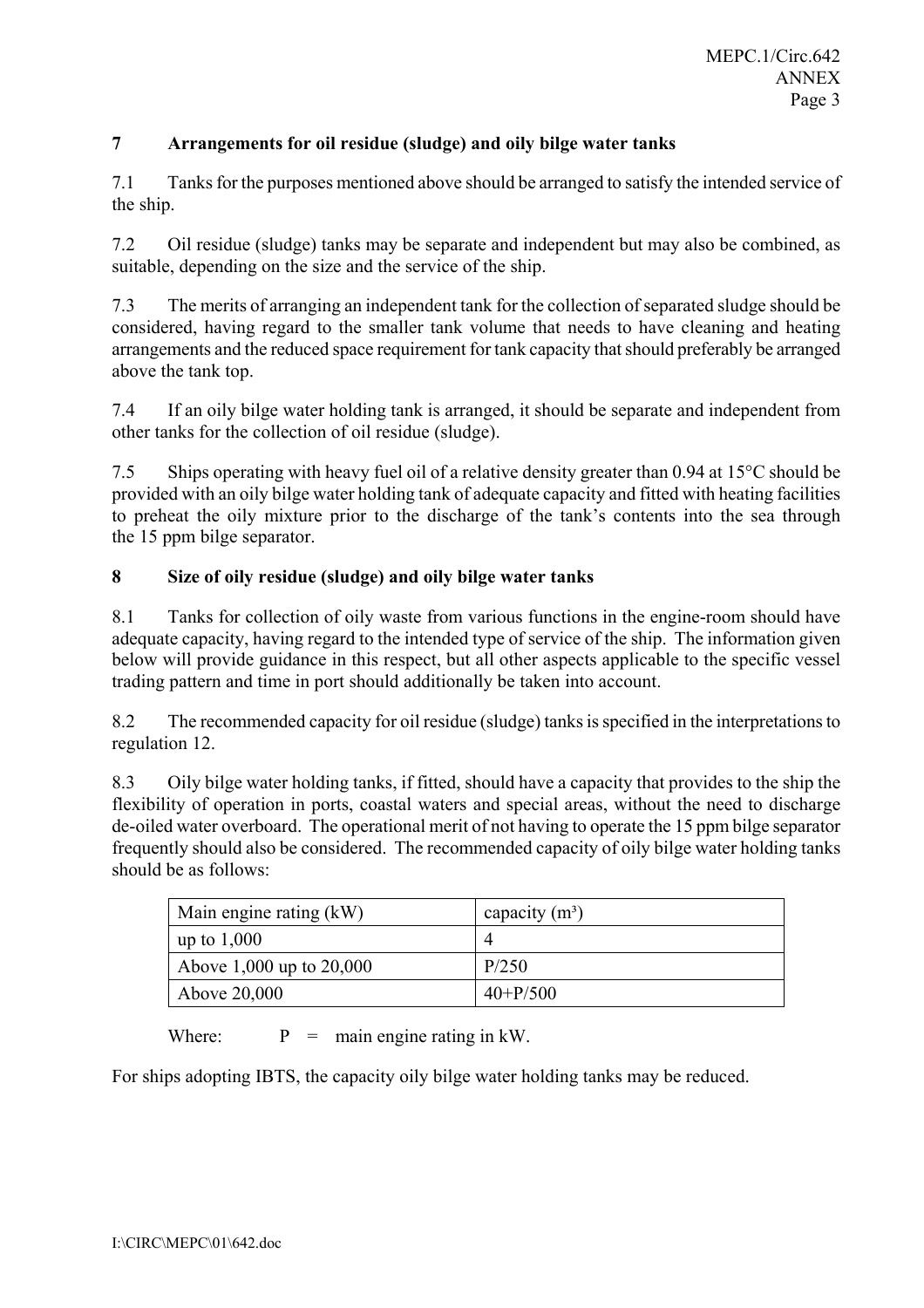## 7 Arrangements for oil residue (sludge) and oily bilge water tanks

7.1 Tanks for the purposes mentioned above should be arranged to satisfy the intended service of the ship.

7.2 Oil residue (sludge) tanks may be separate and independent but may also be combined, as suitable, depending on the size and the service of the ship.

7.3 The merits of arranging an independent tank for the collection of separated sludge should be considered, having regard to the smaller tank volume that needs to have cleaning and heating arrangements and the reduced space requirement for tank capacity that should preferably be arranged above the tank top.

7.4 If an oily bilge water holding tank is arranged, it should be separate and independent from other tanks for the collection of oil residue (sludge).

7.5 Ships operating with heavy fuel oil of a relative density greater than 0.94 at 15°C should be provided with an oily bilge water holding tank of adequate capacity and fitted with heating facilities to preheat the oily mixture prior to the discharge of the tank's contents into the sea through the 15 ppm bilge separator.

## 8 Size of oily residue (sludge) and oily bilge water tanks

8.1 Tanks for collection of oily waste from various functions in the engine-room should have adequate capacity, having regard to the intended type of service of the ship. The information given below will provide guidance in this respect, but all other aspects applicable to the specific vessel trading pattern and time in port should additionally be taken into account.

8.2 The recommended capacity for oil residue (sludge) tanks is specified in the interpretations to regulation 12.

8.3 Oily bilge water holding tanks, if fitted, should have a capacity that provides to the ship the flexibility of operation in ports, coastal waters and special areas, without the need to discharge de-oiled water overboard. The operational merit of not having to operate the 15 ppm bilge separator frequently should also be considered. The recommended capacity of oily bilge water holding tanks should be as follows:

| Main engine rating (kW) | capacity ($m^3$) |
|---|---|
| up to 1,000 | 4 |
| Above 1,000 up to 20,000 | $P/250$ |
| Above 20,000 | $40+P/500$ |

Where: $P$ = main engine rating in kW.

For ships adopting IBTS, the capacity oily bilge water holding tanks may be reduced.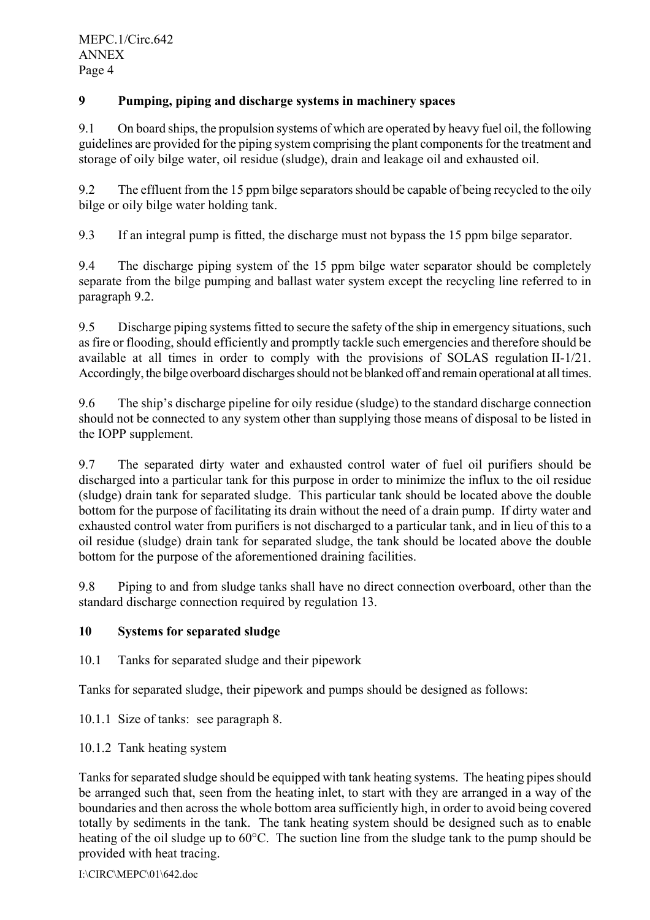## 9 Pumping, piping and discharge systems in machinery spaces

9.1 On board ships, the propulsion systems of which are operated by heavy fuel oil, the following guidelines are provided for the piping system comprising the plant components for the treatment and storage of oily bilge water, oil residue (sludge), drain and leakage oil and exhausted oil.

9.2 The effluent from the 15 ppm bilge separators should be capable of being recycled to the oily bilge or oily bilge water holding tank.

9.3 If an integral pump is fitted, the discharge must not bypass the 15 ppm bilge separator.

9.4 The discharge piping system of the 15 ppm bilge water separator should be completely separate from the bilge pumping and ballast water system except the recycling line referred to in paragraph 9.2.

9.5 Discharge piping systems fitted to secure the safety of the ship in emergency situations, such as fire or flooding, should efficiently and promptly tackle such emergencies and therefore should be available at all times in order to comply with the provisions of SOLAS regulation II-1/21. Accordingly, the bilge overboard discharges should not be blanked off and remain operational at all times.

9.6 The ship's discharge pipeline for oily residue (sludge) to the standard discharge connection should not be connected to any system other than supplying those means of disposal to be listed in the IOPP supplement.

9.7 The separated dirty water and exhausted control water of fuel oil purifiers should be discharged into a particular tank for this purpose in order to minimize the influx to the oil residue (sludge) drain tank for separated sludge. This particular tank should be located above the double bottom for the purpose of facilitating its drain without the need of a drain pump. If dirty water and exhausted control water from purifiers is not discharged to a particular tank, and in lieu of this to a oil residue (sludge) drain tank for separated sludge, the tank should be located above the double bottom for the purpose of the aforementioned draining facilities.

9.8 Piping to and from sludge tanks shall have no direct connection overboard, other than the standard discharge connection required by regulation 13.

## 10 Systems for separated sludge

10.1 Tanks for separated sludge and their pipework

Tanks for separated sludge, their pipework and pumps should be designed as follows:

10.1.1 Size of tanks: see paragraph 8.

10.1.2 Tank heating system

Tanks for separated sludge should be equipped with tank heating systems. The heating pipes should be arranged such that, seen from the heating inlet, to start with they are arranged in a way of the boundaries and then across the whole bottom area sufficiently high, in order to avoid being covered totally by sediments in the tank. The tank heating system should be designed such as to enable heating of the oil sludge up to 60°C. The suction line from the sludge tank to the pump should be provided with heat tracing.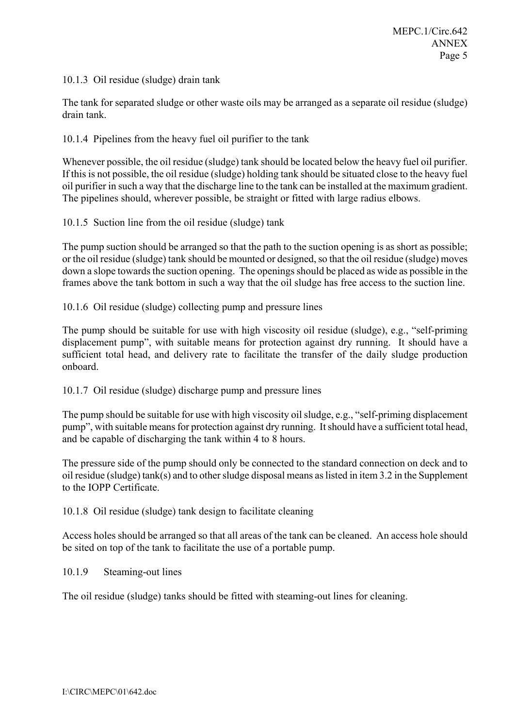10.1.3 Oil residue (sludge) drain tank

The tank for separated sludge or other waste oils may be arranged as a separate oil residue (sludge) drain tank.

10.1.4 Pipelines from the heavy fuel oil purifier to the tank

Whenever possible, the oil residue (sludge) tank should be located below the heavy fuel oil purifier. If this is not possible, the oil residue (sludge) holding tank should be situated close to the heavy fuel oil purifier in such a way that the discharge line to the tank can be installed at the maximum gradient. The pipelines should, wherever possible, be straight or fitted with large radius elbows.

10.1.5 Suction line from the oil residue (sludge) tank

The pump suction should be arranged so that the path to the suction opening is as short as possible; or the oil residue (sludge) tank should be mounted or designed, so that the oil residue (sludge) moves down a slope towards the suction opening. The openings should be placed as wide as possible in the frames above the tank bottom in such a way that the oil sludge has free access to the suction line.

10.1.6 Oil residue (sludge) collecting pump and pressure lines

The pump should be suitable for use with high viscosity oil residue (sludge), e.g., "self-priming displacement pump", with suitable means for protection against dry running. It should have a sufficient total head, and delivery rate to facilitate the transfer of the daily sludge production onboard.

10.1.7 Oil residue (sludge) discharge pump and pressure lines

The pump should be suitable for use with high viscosity oil sludge, e.g., "self-priming displacement pump", with suitable means for protection against dry running. It should have a sufficient total head, and be capable of discharging the tank within 4 to 8 hours.

The pressure side of the pump should only be connected to the standard connection on deck and to oil residue (sludge) tank(s) and to other sludge disposal means as listed in item 3.2 in the Supplement to the IOPP Certificate.

10.1.8 Oil residue (sludge) tank design to facilitate cleaning

Access holes should be arranged so that all areas of the tank can be cleaned. An access hole should be sited on top of the tank to facilitate the use of a portable pump.

10.1.9 Steaming-out lines

The oil residue (sludge) tanks should be fitted with steaming-out lines for cleaning.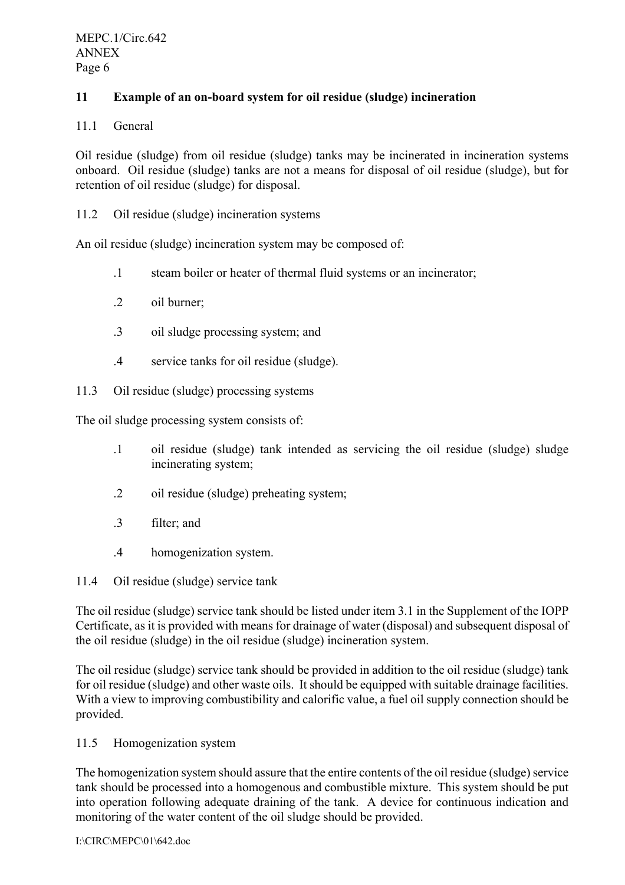## 11 Example of an on-board system for oil residue (sludge) incineration

11.1 General

Oil residue (sludge) from oil residue (sludge) tanks may be incinerated in incineration systems onboard. Oil residue (sludge) tanks are not a means for disposal of oil residue (sludge), but for retention of oil residue (sludge) for disposal.

11.2 Oil residue (sludge) incineration systems

An oil residue (sludge) incineration system may be composed of:

.1 steam boiler or heater of thermal fluid systems or an incinerator;

.2 oil burner;

.3 oil sludge processing system; and

.4 service tanks for oil residue (sludge).

11.3 Oil residue (sludge) processing systems

The oil sludge processing system consists of:

.1 oil residue (sludge) tank intended as servicing the oil residue (sludge) sludge incinerating system;

.2 oil residue (sludge) preheating system;

.3 filter; and

.4 homogenization system.

11.4 Oil residue (sludge) service tank

The oil residue (sludge) service tank should be listed under item 3.1 in the Supplement of the IOPP Certificate, as it is provided with means for drainage of water (disposal) and subsequent disposal of the oil residue (sludge) in the oil residue (sludge) incineration system.

The oil residue (sludge) service tank should be provided in addition to the oil residue (sludge) tank for oil residue (sludge) and other waste oils. It should be equipped with suitable drainage facilities. With a view to improving combustibility and calorific value, a fuel oil supply connection should be provided.

11.5 Homogenization system

The homogenization system should assure that the entire contents of the oil residue (sludge) service tank should be processed into a homogenous and combustible mixture. This system should be put into operation following adequate draining of the tank. A device for continuous indication and monitoring of the water content of the oil sludge should be provided.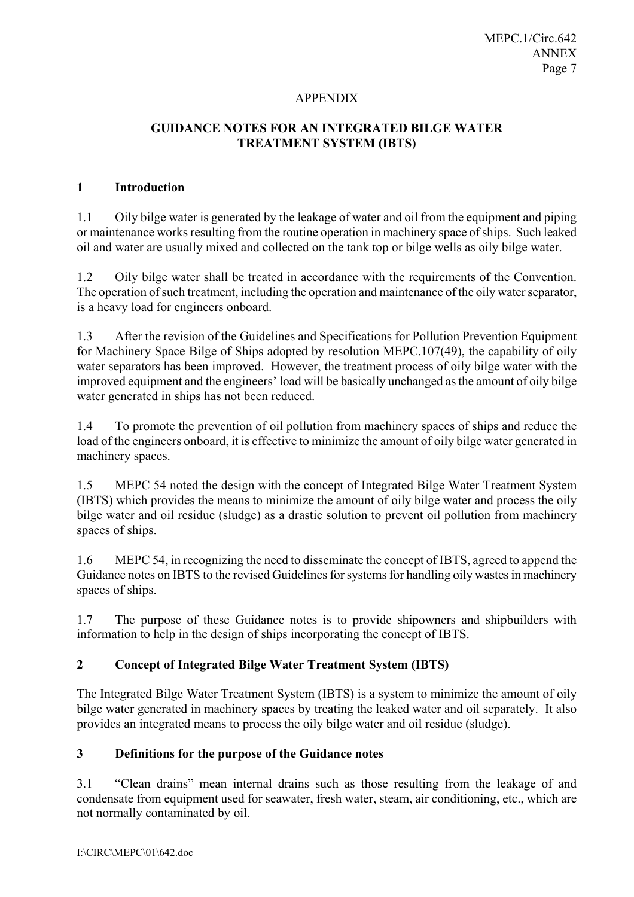APPENDIX

## GUIDANCE NOTES FOR AN INTEGRATED BILGE WATER TREATMENT SYSTEM (IBTS)

### 1 Introduction

1.1 Oily bilge water is generated by the leakage of water and oil from the equipment and piping or maintenance works resulting from the routine operation in machinery space of ships. Such leaked oil and water are usually mixed and collected on the tank top or bilge wells as oily bilge water.

1.2 Oily bilge water shall be treated in accordance with the requirements of the Convention. The operation of such treatment, including the operation and maintenance of the oily water separator, is a heavy load for engineers onboard.

1.3 After the revision of the Guidelines and Specifications for Pollution Prevention Equipment for Machinery Space Bilge of Ships adopted by resolution MEPC.107(49), the capability of oily water separators has been improved. However, the treatment process of oily bilge water with the improved equipment and the engineers' load will be basically unchanged as the amount of oily bilge water generated in ships has not been reduced.

1.4 To promote the prevention of oil pollution from machinery spaces of ships and reduce the load of the engineers onboard, it is effective to minimize the amount of oily bilge water generated in machinery spaces.

1.5 MEPC 54 noted the design with the concept of Integrated Bilge Water Treatment System (IBTS) which provides the means to minimize the amount of oily bilge water and process the oily bilge water and oil residue (sludge) as a drastic solution to prevent oil pollution from machinery spaces of ships.

1.6 MEPC 54, in recognizing the need to disseminate the concept of IBTS, agreed to append the Guidance notes on IBTS to the revised Guidelines for systems for handling oily wastes in machinery spaces of ships.

1.7 The purpose of these Guidance notes is to provide shipowners and shipbuilders with information to help in the design of ships incorporating the concept of IBTS.

### 2 Concept of Integrated Bilge Water Treatment System (IBTS)

The Integrated Bilge Water Treatment System (IBTS) is a system to minimize the amount of oily bilge water generated in machinery spaces by treating the leaked water and oil separately. It also provides an integrated means to process the oily bilge water and oil residue (sludge).

### 3 Definitions for the purpose of the Guidance notes

3.1 "Clean drains" mean internal drains such as those resulting from the leakage of and condensate from equipment used for seawater, fresh water, steam, air conditioning, etc., which are not normally contaminated by oil.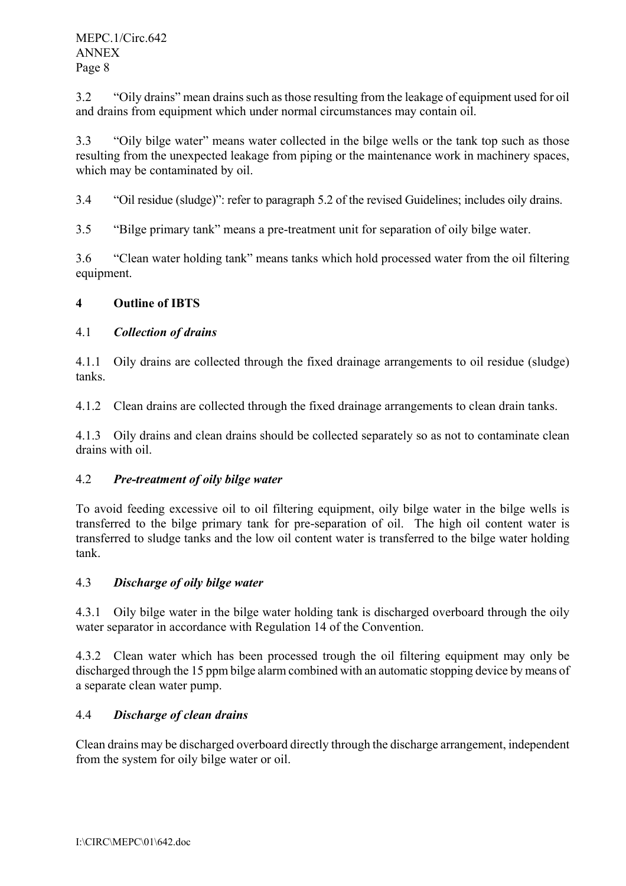3.2 "Oily drains" mean drains such as those resulting from the leakage of equipment used for oil and drains from equipment which under normal circumstances may contain oil.

3.3 "Oily bilge water" means water collected in the bilge wells or the tank top such as those resulting from the unexpected leakage from piping or the maintenance work in machinery spaces, which may be contaminated by oil.

3.4 "Oil residue (sludge)": refer to paragraph 5.2 of the revised Guidelines; includes oily drains.

3.5 "Bilge primary tank" means a pre-treatment unit for separation of oily bilge water.

3.6 "Clean water holding tank" means tanks which hold processed water from the oil filtering equipment.

## 4 Outline of IBTS

### 4.1 *Collection of drains*

4.1.1 Oily drains are collected through the fixed drainage arrangements to oil residue (sludge) tanks.

4.1.2 Clean drains are collected through the fixed drainage arrangements to clean drain tanks.

4.1.3 Oily drains and clean drains should be collected separately so as not to contaminate clean drains with oil.

### 4.2 *Pre-treatment of oily bilge water*

To avoid feeding excessive oil to oil filtering equipment, oily bilge water in the bilge wells is transferred to the bilge primary tank for pre-separation of oil. The high oil content water is transferred to sludge tanks and the low oil content water is transferred to the bilge water holding tank.

### 4.3 *Discharge of oily bilge water*

4.3.1 Oily bilge water in the bilge water holding tank is discharged overboard through the oily water separator in accordance with Regulation 14 of the Convention.

4.3.2 Clean water which has been processed trough the oil filtering equipment may only be discharged through the 15 ppm bilge alarm combined with an automatic stopping device by means of a separate clean water pump.

### 4.4 *Discharge of clean drains*

Clean drains may be discharged overboard directly through the discharge arrangement, independent from the system for oily bilge water or oil.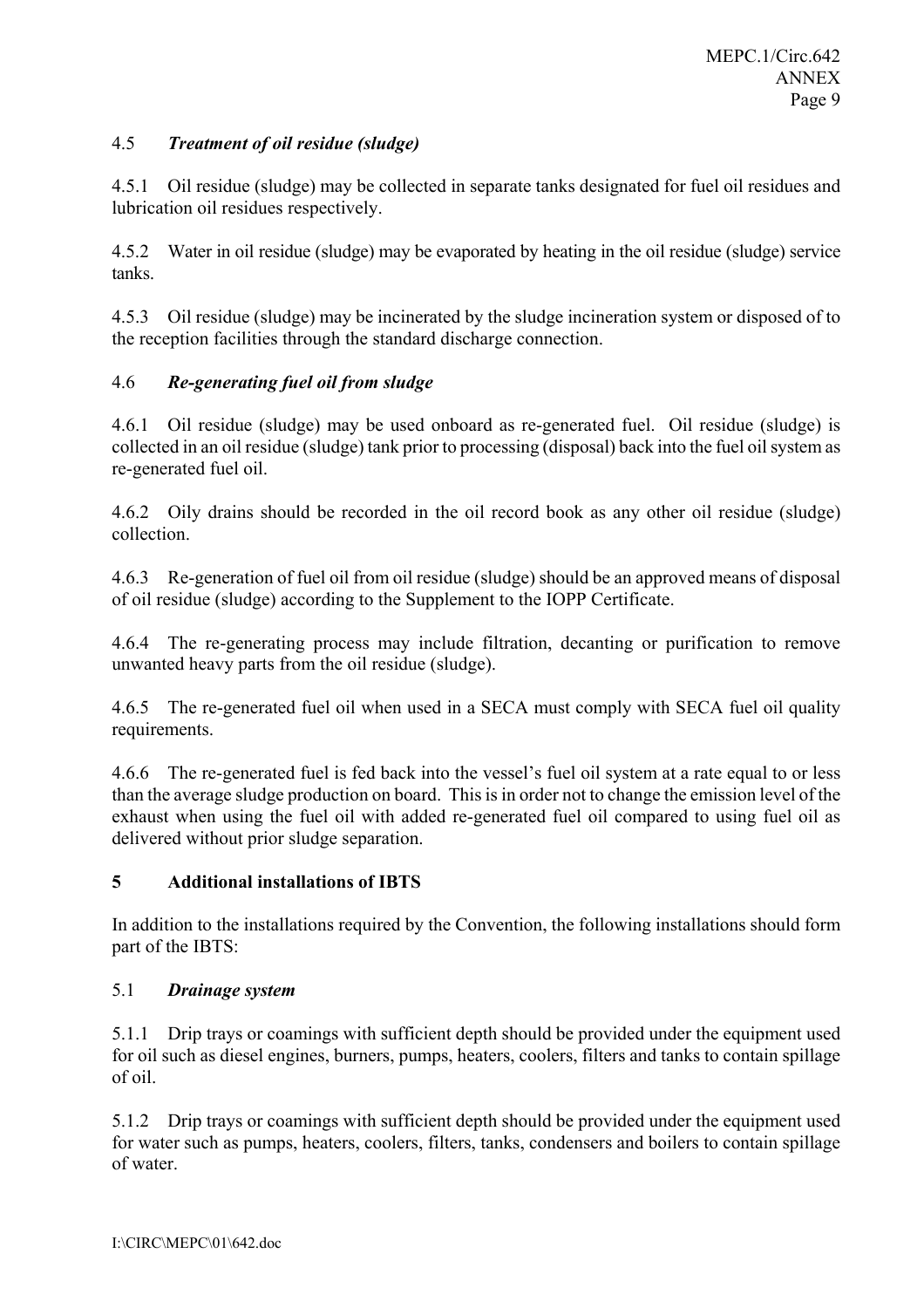### 4.5 *Treatment of oil residue (sludge)*

4.5.1 Oil residue (sludge) may be collected in separate tanks designated for fuel oil residues and lubrication oil residues respectively.

4.5.2 Water in oil residue (sludge) may be evaporated by heating in the oil residue (sludge) service tanks.

4.5.3 Oil residue (sludge) may be incinerated by the sludge incineration system or disposed of to the reception facilities through the standard discharge connection.

### 4.6 *Re-generating fuel oil from sludge*

4.6.1 Oil residue (sludge) may be used onboard as re-generated fuel. Oil residue (sludge) is collected in an oil residue (sludge) tank prior to processing (disposal) back into the fuel oil system as re-generated fuel oil.

4.6.2 Oily drains should be recorded in the oil record book as any other oil residue (sludge) collection.

4.6.3 Re-generation of fuel oil from oil residue (sludge) should be an approved means of disposal of oil residue (sludge) according to the Supplement to the IOPP Certificate.

4.6.4 The re-generating process may include filtration, decanting or purification to remove unwanted heavy parts from the oil residue (sludge).

4.6.5 The re-generated fuel oil when used in a SECA must comply with SECA fuel oil quality requirements.

4.6.6 The re-generated fuel is fed back into the vessel's fuel oil system at a rate equal to or less than the average sludge production on board. This is in order not to change the emission level of the exhaust when using the fuel oil with added re-generated fuel oil compared to using fuel oil as delivered without prior sludge separation.

## 5 Additional installations of IBTS

In addition to the installations required by the Convention, the following installations should form part of the IBTS:

### 5.1 *Drainage system*

5.1.1 Drip trays or coamings with sufficient depth should be provided under the equipment used for oil such as diesel engines, burners, pumps, heaters, coolers, filters and tanks to contain spillage of oil.

5.1.2 Drip trays or coamings with sufficient depth should be provided under the equipment used for water such as pumps, heaters, coolers, filters, tanks, condensers and boilers to contain spillage of water.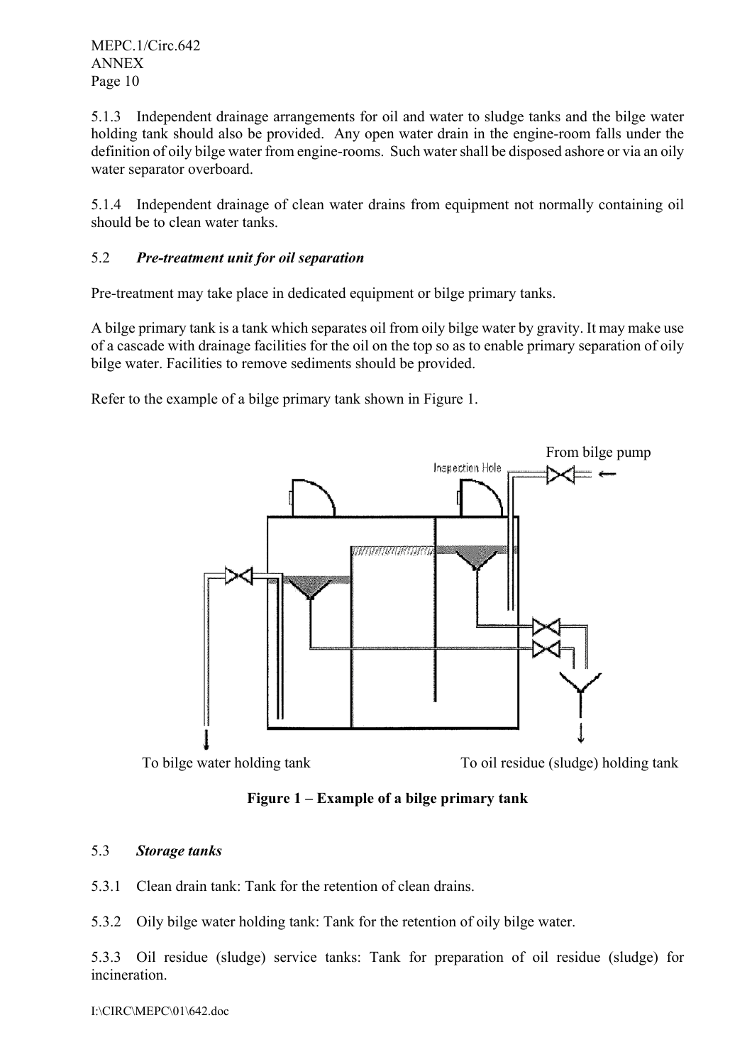5.1.3 Independent drainage arrangements for oil and water to sludge tanks and the bilge water holding tank should also be provided. Any open water drain in the engine-room falls under the definition of oily bilge water from engine-rooms. Such water shall be disposed ashore or via an oily water separator overboard.

5.1.4 Independent drainage of clean water drains from equipment not normally containing oil should be to clean water tanks.

## 5.2 *Pre-treatment unit for oil separation*

Pre-treatment may take place in dedicated equipment or bilge primary tanks.

A bilge primary tank is a tank which separates oil from oily bilge water by gravity. It may make use of a cascade with drainage facilities for the oil on the top so as to enable primary separation of oily bilge water. Facilities to remove sediments should be provided.

Refer to the example of a bilge primary tank shown in Figure 1.

Inspection Hole

From bilge pump

To bilge water holding tank

To oil residue (sludge) holding tank

**Figure 1 – Example of a bilge primary tank**

## 5.3 *Storage tanks*

5.3.1 Clean drain tank: Tank for the retention of clean drains.

5.3.2 Oily bilge water holding tank: Tank for the retention of oily bilge water.

5.3.3 Oil residue (sludge) service tanks: Tank for preparation of oil residue (sludge) for incineration.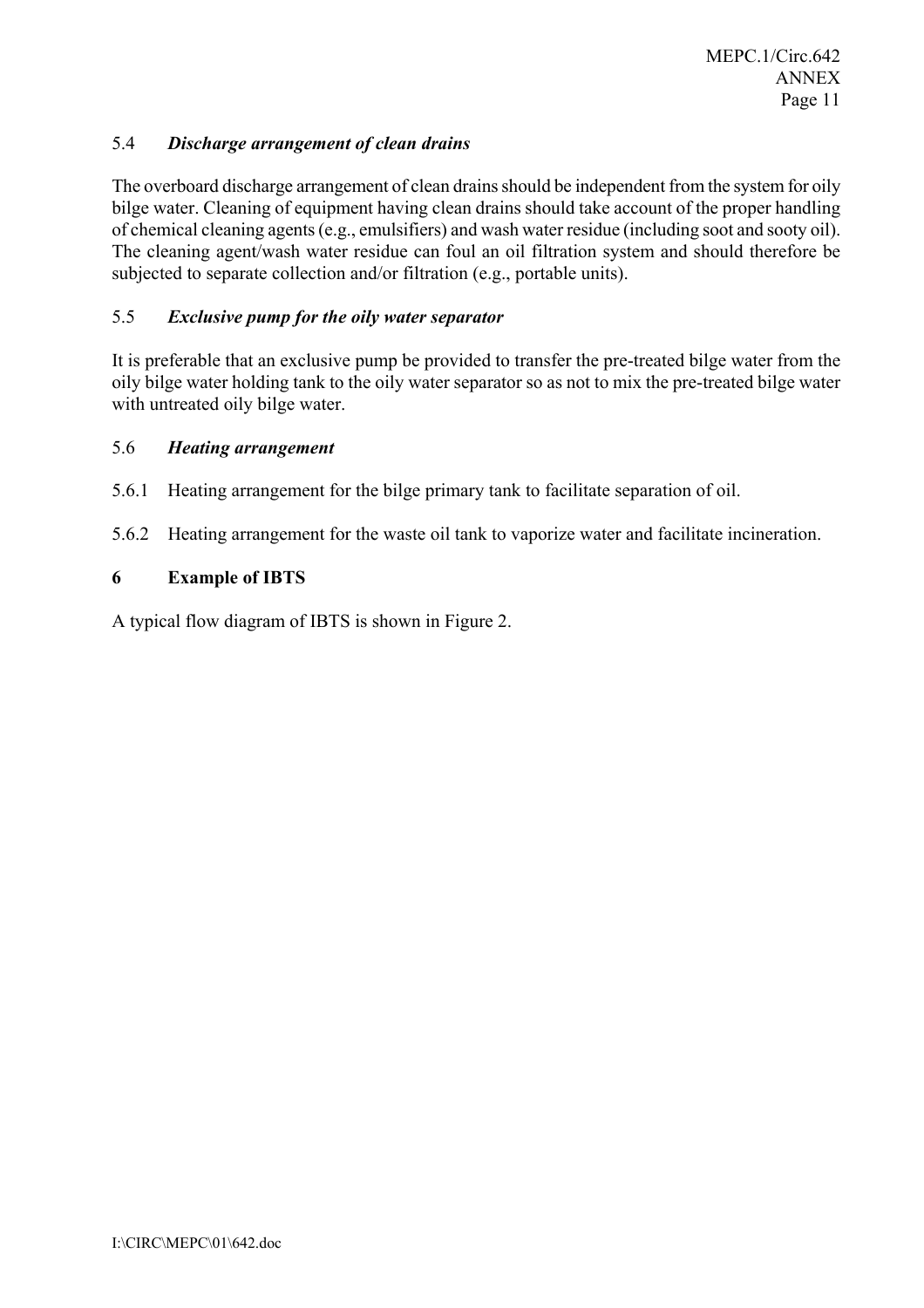### 5.4 *Discharge arrangement of clean drains*

The overboard discharge arrangement of clean drains should be independent from the system for oily bilge water. Cleaning of equipment having clean drains should take account of the proper handling of chemical cleaning agents (e.g., emulsifiers) and wash water residue (including soot and sooty oil). The cleaning agent/wash water residue can foul an oil filtration system and should therefore be subjected to separate collection and/or filtration (e.g., portable units).

### 5.5 *Exclusive pump for the oily water separator*

It is preferable that an exclusive pump be provided to transfer the pre-treated bilge water from the oily bilge water holding tank to the oily water separator so as not to mix the pre-treated bilge water with untreated oily bilge water.

### 5.6 *Heating arrangement*

5.6.1 Heating arrangement for the bilge primary tank to facilitate separation of oil.

5.6.2 Heating arrangement for the waste oil tank to vaporize water and facilitate incineration.

## 6 Example of IBTS

A typical flow diagram of IBTS is shown in Figure 2.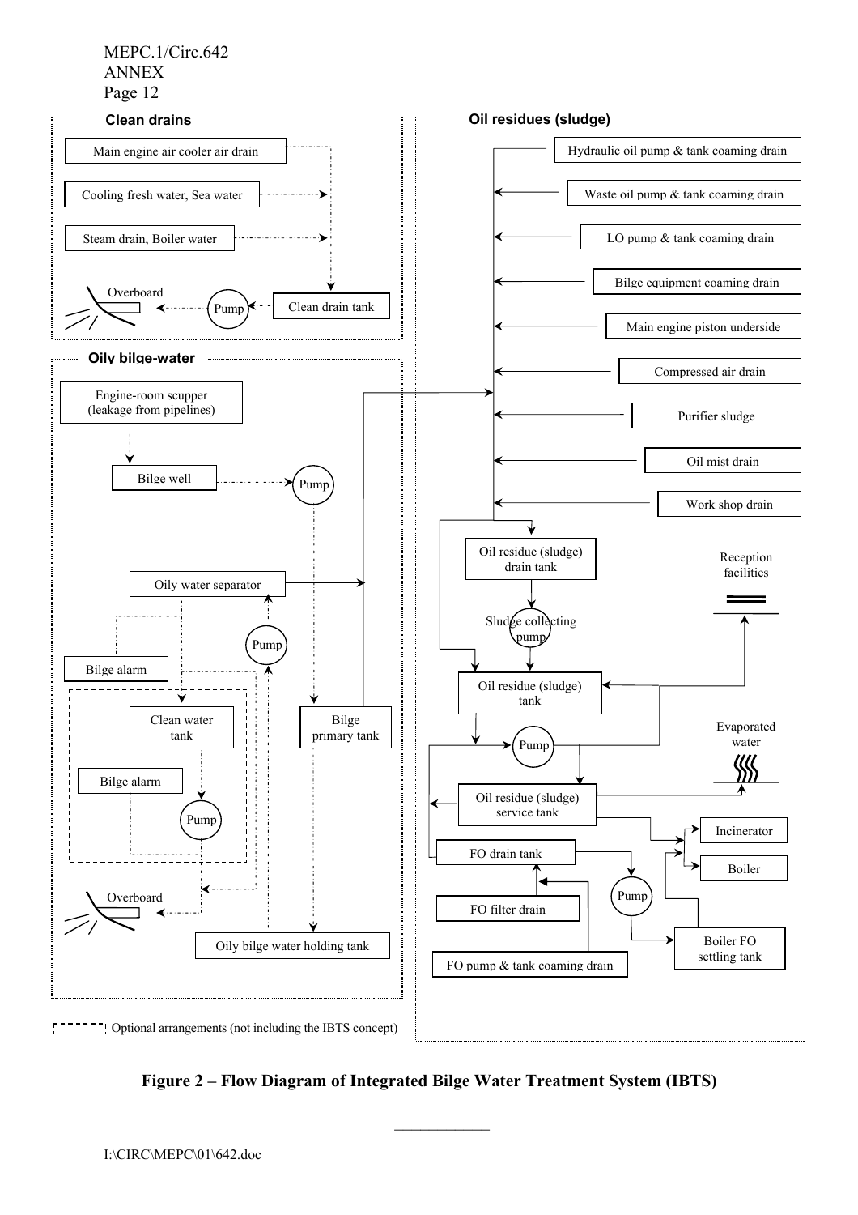**Clean drains**

Main engine air cooler air drain

Cooling fresh water, Sea water

Steam drain, Boiler water

Overboard

Pump

Clean drain tank

**Oily bilge-water**

Engine-room scupper (leakage from pipelines)

Bilge well

Pump

Oily water separator

Pump

Bilge alarm

Clean water tank

Bilge alarm

Pump

Bilge primary tank

Overboard

Oily bilge water holding tank

Optional arrangements (not including the IBTS concept)

**Oil residues (sludge)**

Hydraulic oil pump & tank coaming drain

Waste oil pump & tank coaming drain

LO pump & tank coaming drain

Bilge equipment coaming drain

Main engine piston underside

Compressed air drain

Purifier sludge

Oil mist drain

Work shop drain

Oil residue (sludge) drain tank

Reception facilities

Sludge collecting pump

Oil residue (sludge) tank

Pump

Evaporated water

Oil residue (sludge) service tank

Incinerator

Boiler

FO drain tank

Pump

FO filter drain

Boiler FO settling tank

FO pump & tank coaming drain

**Figure 2 – Flow Diagram of Integrated Bilge Water Treatment System (IBTS)**